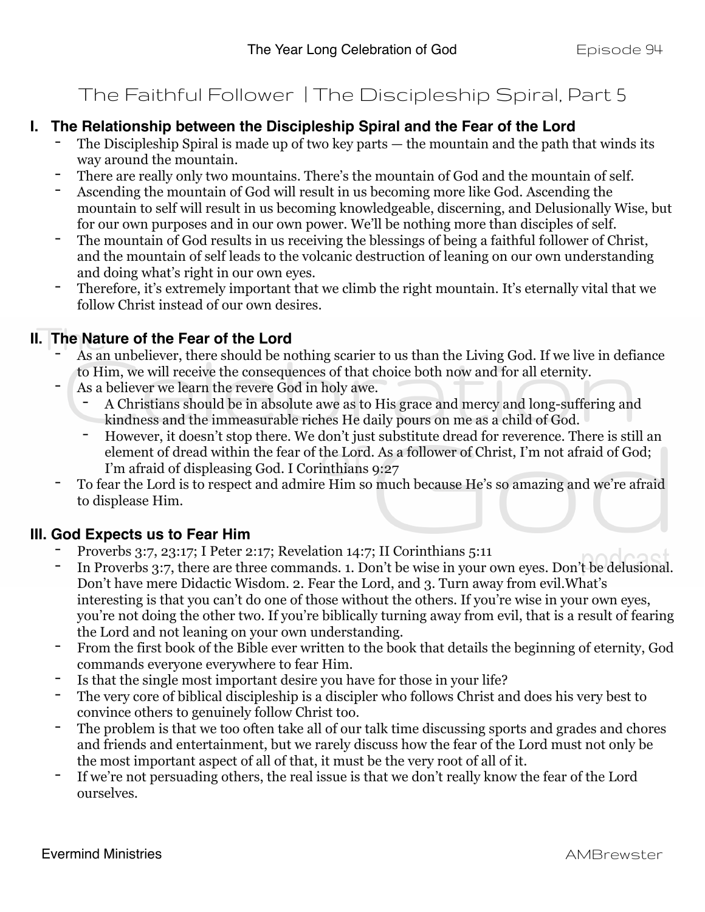# The Faithful Follower | The Discipleship Spiral, Part 5

## I. The Relationship between the Discipleship Spiral and the Fear of the Lord

- The Discipleship Spiral is made up of two key parts — the mountain and the path that winds its way around the mountain.
- There are really only two mountains. There's the mountain of God and the mountain of self.
- Ascending the mountain of God will result in us becoming more like God. Ascending the mountain to self will result in us becoming knowledgeable, discerning, and Delusionally Wise, but for our own purposes and in our own power. We'll be nothing more than disciples of self.
- The mountain of God results in us receiving the blessings of being a faithful follower of Christ, and the mountain of self leads to the volcanic destruction of leaning on our own understanding and doing what's right in our own eyes.
- Therefore, it's extremely important that we climb the right mountain. It's eternally vital that we follow Christ instead of our own desires.

## II. The Nature of the Fear of the Lord

- As an unbeliever, there should be nothing scarier to us than the Living God. If we live in defiance to Him, we will receive the consequences of that choice both now and for all eternity.
- As a believer we learn the revere God in holy awe.
  - A Christians should be in absolute awe as to His grace and mercy and long-suffering and kindness and the immeasurable riches He daily pours on me as a child of God.
  - However, it doesn't stop there. We don't just substitute dread for reverence. There is still an element of dread within the fear of the Lord. As a follower of Christ, I'm not afraid of God; I'm afraid of displeasing God. I Corinthians 9:27
- To fear the Lord is to respect and admire Him so much because He's so amazing and we're afraid to displease Him.

## III. God Expects us to Fear Him

- Proverbs 3:7, 23:17; I Peter 2:17; Revelation 14:7; II Corinthians 5:11
- In Proverbs 3:7, there are three commands. 1. Don't be wise in your own eyes. Don't be delusional. Don't have mere Didactic Wisdom. 2. Fear the Lord, and 3. Turn away from evil.What's interesting is that you can't do one of those without the others. If you're wise in your own eyes, you're not doing the other two. If you're biblically turning away from evil, that is a result of fearing the Lord and not leaning on your own understanding.
- From the first book of the Bible ever written to the book that details the beginning of eternity, God commands everyone everywhere to fear Him.
- Is that the single most important desire you have for those in your life?
- The very core of biblical discipleship is a discipler who follows Christ and does his very best to convince others to genuinely follow Christ too.
- The problem is that we too often take all of our talk time discussing sports and grades and chores and friends and entertainment, but we rarely discuss how the fear of the Lord must not only be the most important aspect of all of that, it must be the very root of all of it.
- If we're not persuading others, the real issue is that we don't really know the fear of the Lord ourselves.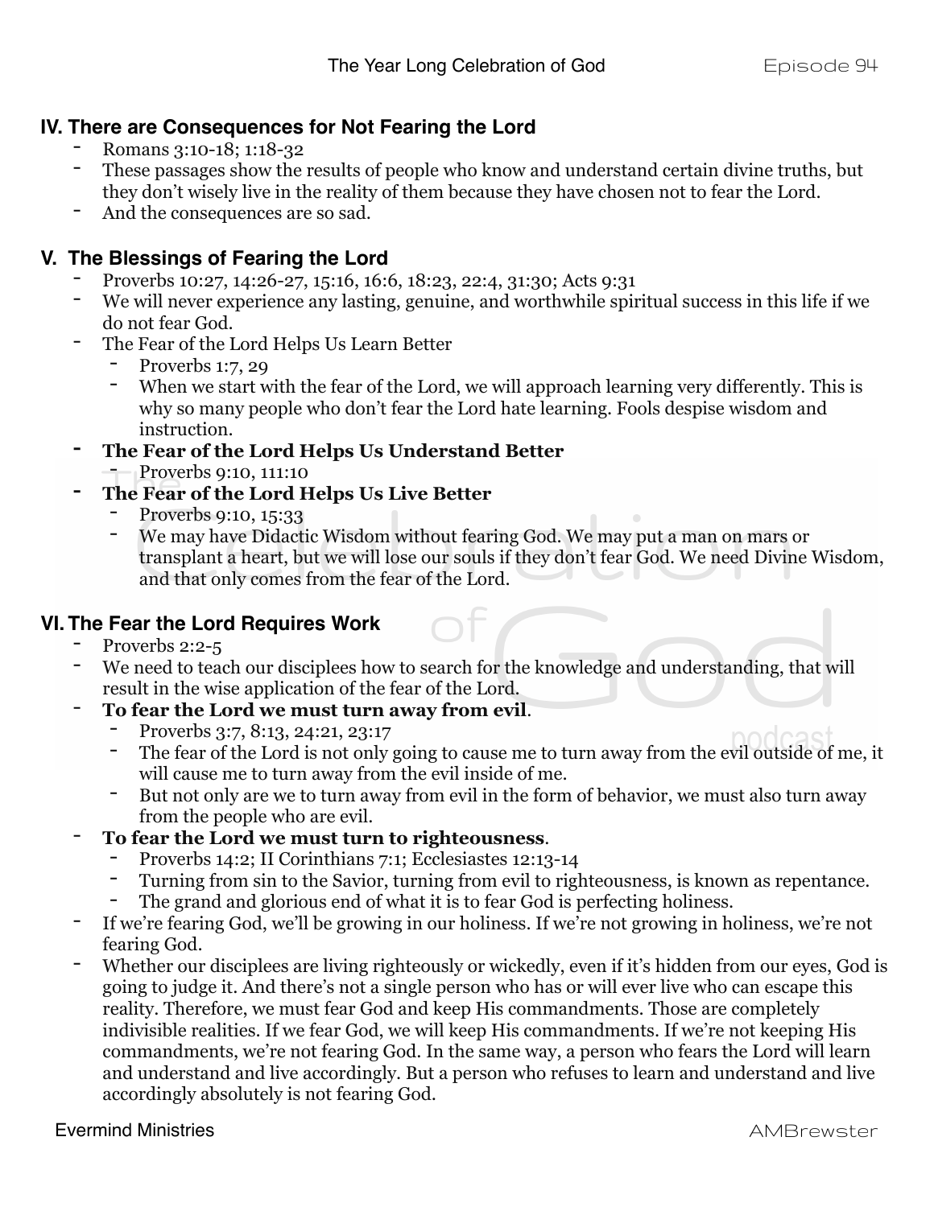## IV. There are Consequences for Not Fearing the Lord

- Romans 3:10-18; 1:18-32
- These passages show the results of people who know and understand certain divine truths, but they don't wisely live in the reality of them because they have chosen not to fear the Lord.
- And the consequences are so sad.

## V. The Blessings of Fearing the Lord

- Proverbs 10:27, 14:26-27, 15:16, 16:6, 18:23, 22:4, 31:30; Acts 9:31
- We will never experience any lasting, genuine, and worthwhile spiritual success in this life if we do not fear God.
- The Fear of the Lord Helps Us Learn Better
  - Proverbs 1:7, 29
  - When we start with the fear of the Lord, we will approach learning very differently. This is why so many people who don't fear the Lord hate learning. Fools despise wisdom and instruction.
- **The Fear of the Lord Helps Us Understand Better**
  - Proverbs 9:10, 111:10
- **The Fear of the Lord Helps Us Live Better**
  - Proverbs 9:10, 15:33
  - We may have Didactic Wisdom without fearing God. We may put a man on mars or transplant a heart, but we will lose our souls if they don't fear God. We need Divine Wisdom, and that only comes from the fear of the Lord.

## VI. The Fear the Lord Requires Work

- Proverbs 2:2-5
- We need to teach our disciplees how to search for the knowledge and understanding, that will result in the wise application of the fear of the Lord.
- **To fear the Lord we must turn away from evil**.
  - Proverbs 3:7, 8:13, 24:21, 23:17
  - The fear of the Lord is not only going to cause me to turn away from the evil outside of me, it will cause me to turn away from the evil inside of me.
  - But not only are we to turn away from evil in the form of behavior, we must also turn away from the people who are evil.
- **To fear the Lord we must turn to righteousness**.
  - Proverbs 14:2; II Corinthians 7:1; Ecclesiastes 12:13-14
  - Turning from sin to the Savior, turning from evil to righteousness, is known as repentance.
  - The grand and glorious end of what it is to fear God is perfecting holiness.
- If we're fearing God, we'll be growing in our holiness. If we're not growing in holiness, we're not fearing God.
- Whether our disciplees are living righteously or wickedly, even if it's hidden from our eyes, God is going to judge it. And there's not a single person who has or will ever live who can escape this reality. Therefore, we must fear God and keep His commandments. Those are completely indivisible realities. If we fear God, we will keep His commandments. If we're not keeping His commandments, we're not fearing God. In the same way, a person who fears the Lord will learn and understand and live accordingly. But a person who refuses to learn and understand and live accordingly absolutely is not fearing God.